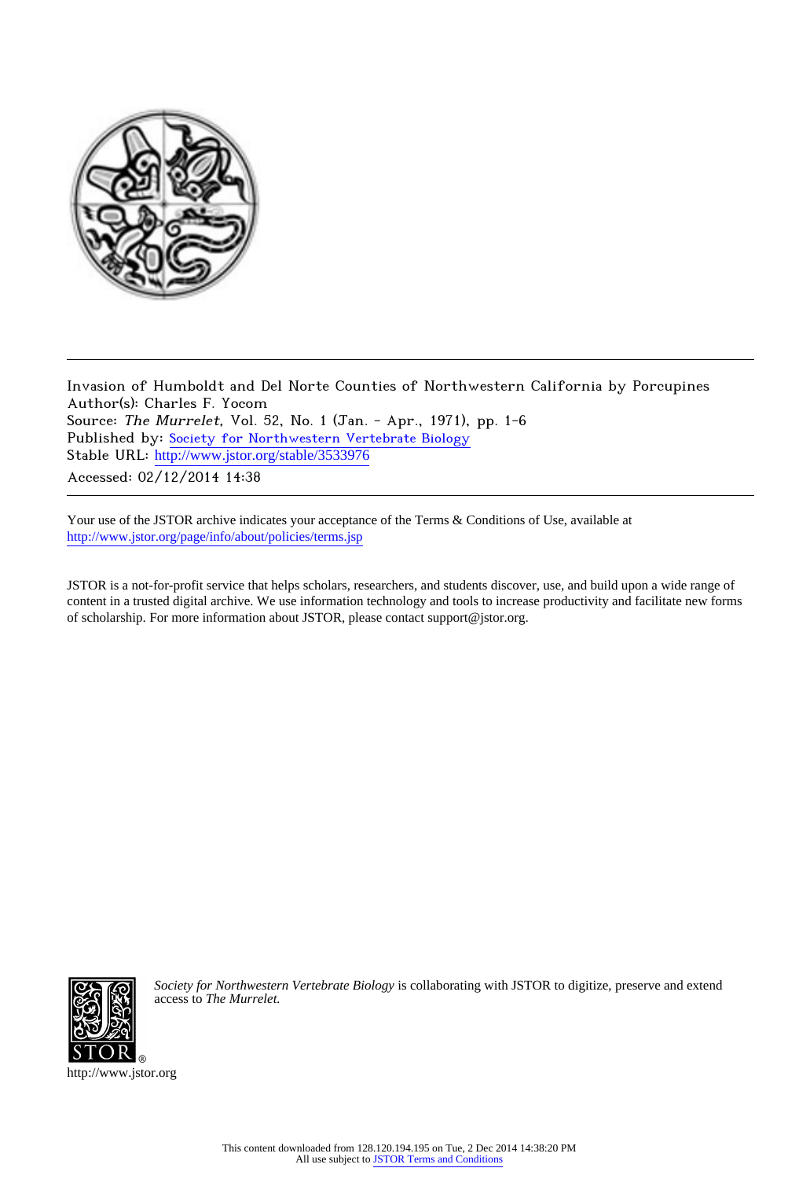Invasion of Humboldt and Del Norte Counties of Northwestern California by Porcupines
Author(s): Charles F. Yocom
Source: *The Murrelet*, Vol. 52, No. 1 (Jan. - Apr., 1971), pp. 1-6
Published by: Society for Northwestern Vertebrate Biology
Stable URL: http://www.jstor.org/stable/3533976
Accessed: 02/12/2014 14:38

---

Your use of the JSTOR archive indicates your acceptance of the Terms & Conditions of Use, available at http://www.jstor.org/page/info/about/policies/terms.jsp

JSTOR is a not-for-profit service that helps scholars, researchers, and students discover, use, and build upon a wide range of content in a trusted digital archive. We use information technology and tools to increase productivity and facilitate new forms of scholarship. For more information about JSTOR, please contact support@jstor.org.

*Society for Northwestern Vertebrate Biology* is collaborating with JSTOR to digitize, preserve and extend access to *The Murrelet.*

http://www.jstor.org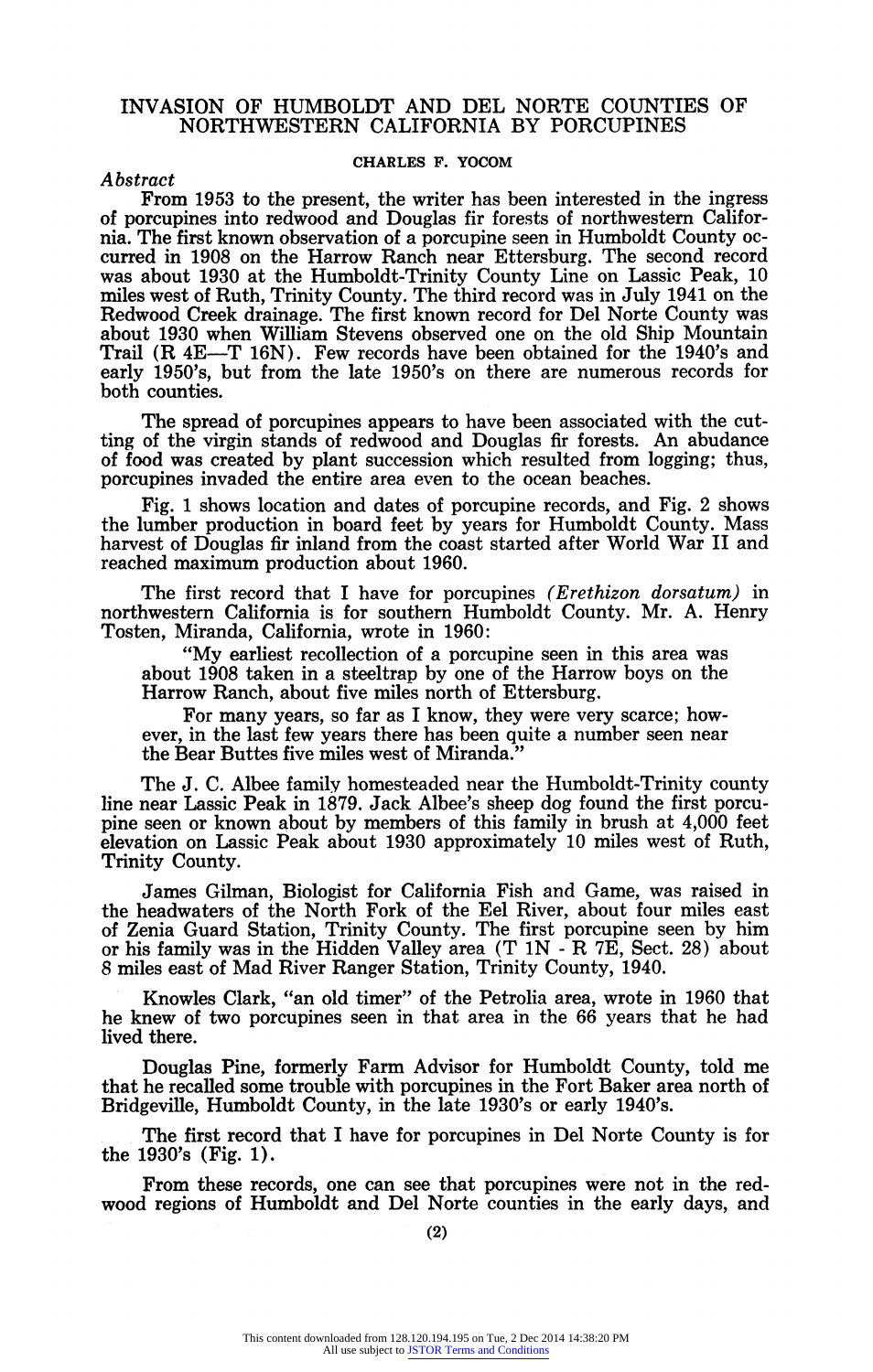# INVASION OF HUMBOLDT AND DEL NORTE COUNTIES OF NORTHWESTERN CALIFORNIA BY PORCUPINES

CHARLES F. YOCOM

*Abstract*

From 1953 to the present, the writer has been interested in the ingress of porcupines into redwood and Douglas fir forests of northwestern California. The first known observation of a porcupine seen in Humboldt County occurred in 1908 on the Harrow Ranch near Ettersburg. The second record was about 1930 at the Humboldt-Trinity County Line on Lassic Peak, 10 miles west of Ruth, Trinity County. The third record was in July 1941 on the Redwood Creek drainage. The first known record for Del Norte County was about 1930 when William Stevens observed one on the old Ship Mountain Trail (R 4E—T 16N). Few records have been obtained for the 1940's and early 1950's, but from the late 1950's on there are numerous records for both counties.

The spread of porcupines appears to have been associated with the cutting of the virgin stands of redwood and Douglas fir forests. An abundance of food was created by plant succession which resulted from logging; thus, porcupines invaded the entire area even to the ocean beaches.

Fig. 1 shows location and dates of porcupine records, and Fig. 2 shows the lumber production in board feet by years for Humboldt County. Mass harvest of Douglas fir inland from the coast started after World War II and reached maximum production about 1960.

The first record that I have for porcupines *(Erethizon dorsatum)* in northwestern California is for southern Humboldt County. Mr. A. Henry Tosten, Miranda, California, wrote in 1960:

> "My earliest recollection of a porcupine seen in this area was about 1908 taken in a steeltrap by one of the Harrow boys on the Harrow Ranch, about five miles north of Ettersburg.
>
> For many years, so far as I know, they were very scarce; however, in the last few years there has been quite a number seen near the Bear Buttes five miles west of Miranda."

The J. C. Albee family homesteaded near the Humboldt-Trinity county line near Lassic Peak in 1879. Jack Albee's sheep dog found the first porcupine seen or known about by members of this family in brush at 4,000 feet elevation on Lassic Peak about 1930 approximately 10 miles west of Ruth, Trinity County.

James Gilman, Biologist for California Fish and Game, was raised in the headwaters of the North Fork of the Eel River, about four miles east of Zenia Guard Station, Trinity County. The first porcupine seen by him or his family was in the Hidden Valley area (T 1N - R 7E, Sect. 28) about 8 miles east of Mad River Ranger Station, Trinity County, 1940.

Knowles Clark, "an old timer" of the Petrolia area, wrote in 1960 that he knew of two porcupines seen in that area in the 66 years that he had lived there.

Douglas Pine, formerly Farm Advisor for Humboldt County, told me that he recalled some trouble with porcupines in the Fort Baker area north of Bridgeville, Humboldt County, in the late 1930's or early 1940's.

The first record that I have for porcupines in Del Norte County is for the 1930's (Fig. 1).

From these records, one can see that porcupines were not in the redwood regions of Humboldt and Del Norte counties in the early days, and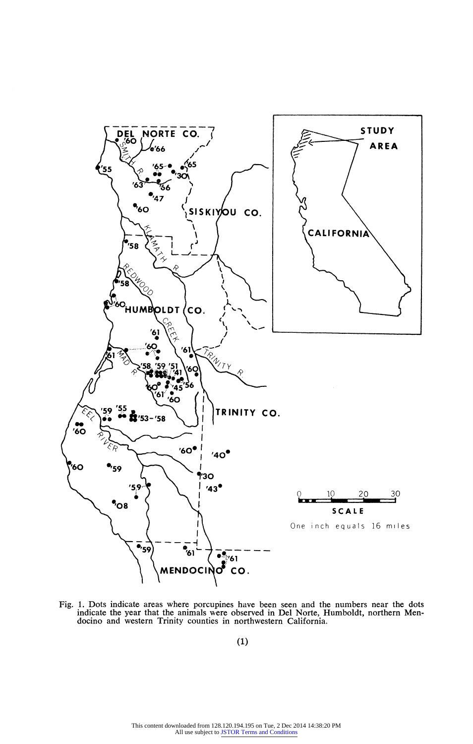Fig. 1. Dots indicate areas where porcupines have been seen and the numbers near the dots indicate the year that the animals were observed in Del Norte, Humboldt, northern Mendocino and western Trinity counties in northwestern California.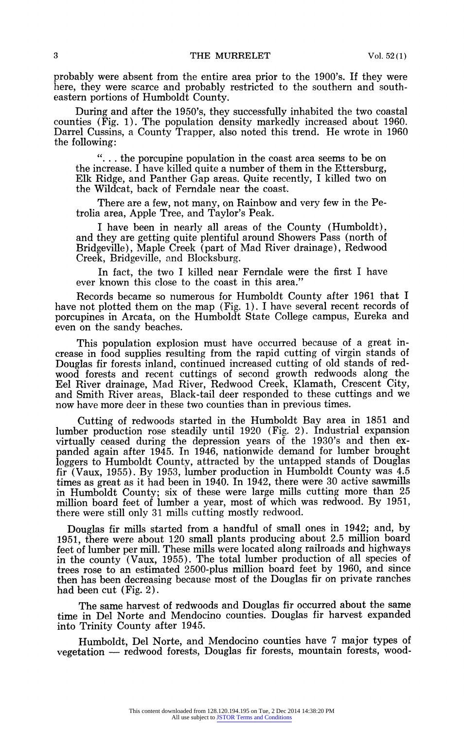probably were absent from the entire area prior to the 1900's. If they were here, they were scarce and probably restricted to the southern and southeastern portions of Humboldt County.

During and after the 1950's, they successfully inhabited the two coastal counties (Fig. 1). The population density markedly increased about 1960. Darrel Cussins, a County Trapper, also noted this trend. He wrote in 1960 the following:

> ". . . the porcupine population in the coast area seems to be on the increase. I have killed quite a number of them in the Ettersburg, Elk Ridge, and Panther Gap areas. Quite recently, I killed two on the Wildcat, back of Ferndale near the coast.
>
> There are a few, not many, on Rainbow and very few in the Petrolia area, Apple Tree, and Taylor's Peak.
>
> I have been in nearly all areas of the County (Humboldt), and they are getting quite plentiful around Showers Pass (north of Bridgeville), Maple Creek (part of Mad River drainage), Redwood Creek, Bridgeville, and Blocksburg.
>
> In fact, the two I killed near Ferndale were the first I have ever known this close to the coast in this area."

Records became so numerous for Humboldt County after 1961 that I have not plotted them on the map (Fig. 1). I have several recent records of porcupines in Arcata, on the Humboldt State College campus, Eureka and even on the sandy beaches.

This population explosion must have occurred because of a great increase in food supplies resulting from the rapid cutting of virgin stands of Douglas fir forests inland, continued increased cutting of old stands of redwood forests and recent cuttings of second growth redwoods along the Eel River drainage, Mad River, Redwood Creek, Klamath, Crescent City, and Smith River areas, Black-tail deer responded to these cuttings and we now have more deer in these two counties than in previous times.

Cutting of redwoods started in the Humboldt Bay area in 1851 and lumber production rose steadily until 1920 (Fig. 2). Industrial expansion virtually ceased during the depression years of the 1930's and then expanded again after 1945. In 1946, nationwide demand for lumber brought loggers to Humboldt County, attracted by the untapped stands of Douglas fir (Vaux, 1955). By 1953, lumber production in Humboldt County was 4.5 times as great as it had been in 1940. In 1942, there were 30 active sawmills in Humboldt County; six of these were large mills cutting more than 25 million board feet of lumber a year, most of which was redwood. By 1951, there were still only 31 mills cutting mostly redwood.

Douglas fir mills started from a handful of small ones in 1942; and, by 1951, there were about 120 small plants producing about 2.5 million board feet of lumber per mill. These mills were located along railroads and highways in the county (Vaux, 1955). The total lumber production of all species of trees rose to an estimated 2500-plus million board feet by 1960, and since then has been decreasing because most of the Douglas fir on private ranches had been cut (Fig. 2).

The same harvest of redwoods and Douglas fir occurred about the same time in Del Norte and Mendocino counties. Douglas fir harvest expanded into Trinity County after 1945.

Humboldt, Del Norte, and Mendocino counties have 7 major types of vegetation — redwood forests, Douglas fir forests, mountain forests, wood-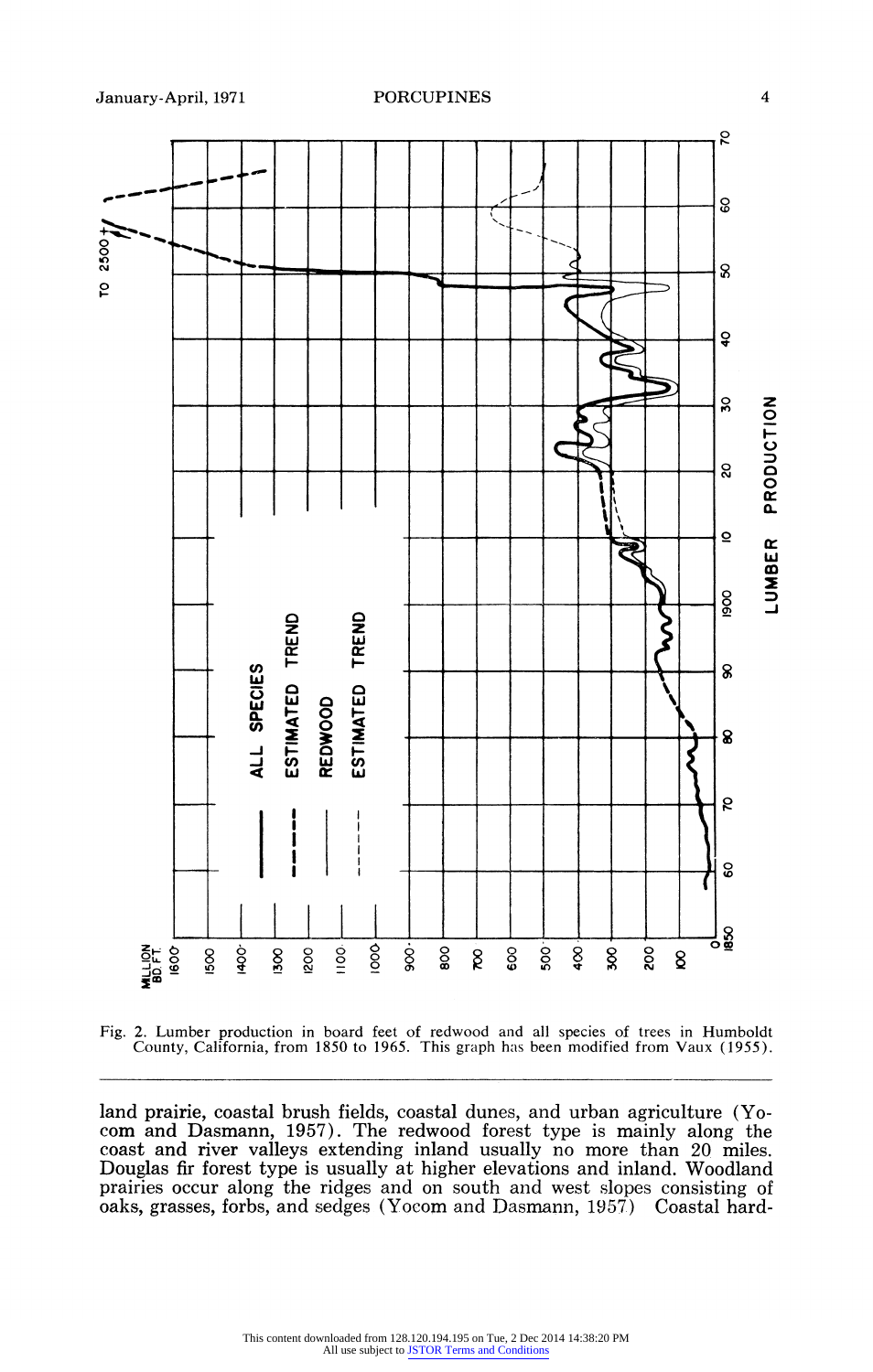Fig. 2. Lumber production in board feet of redwood and all species of trees in Humboldt County, California, from 1850 to 1965. This graph has been modified from Vaux (1955).

land prairie, coastal brush fields, coastal dunes, and urban agriculture (Yocom and Dasmann, 1957). The redwood forest type is mainly along the coast and river valleys extending inland usually no more than 20 miles. Douglas fir forest type is usually at higher elevations and inland. Woodland prairies occur along the ridges and on south and west slopes consisting of oaks, grasses, forbs, and sedges (Yocom and Dasmann, 1957) Coastal hard-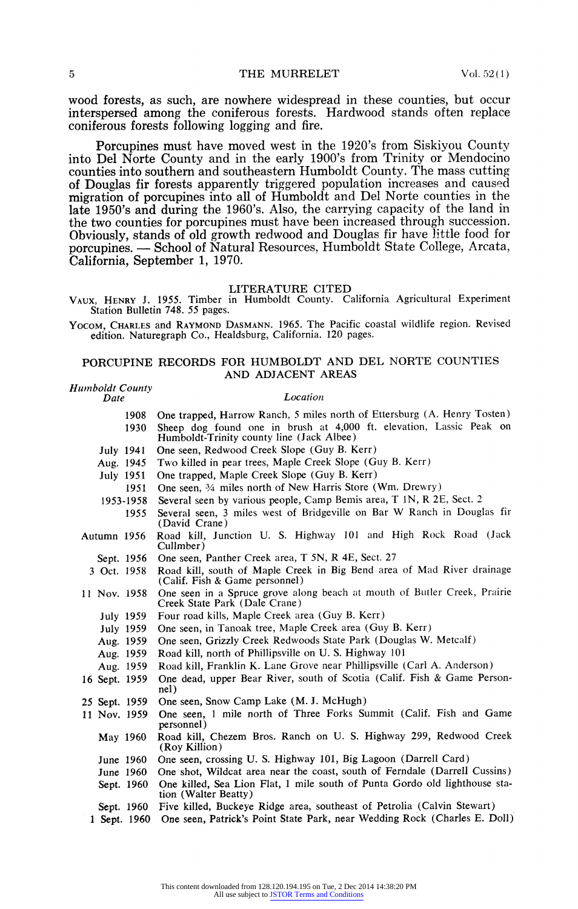wood forests, as such, are nowhere widespread in these counties, but occur interspersed among the coniferous forests. Hardwood stands often replace coniferous forests following logging and fire.

Porcupines must have moved west in the 1920's from Siskiyou County into Del Norte County and in the early 1900's from Trinity or Mendocino counties into southern and southeastern Humboldt County. The mass cutting of Douglas fir forests apparently triggered population increases and caused migration of porcupines into all of Humboldt and Del Norte counties in the late 1950's and during the 1960's. Also, the carrying capacity of the land in the two counties for porcupines must have been increased through succession. Obviously, stands of old growth redwood and Douglas fir have little food for porcupines. — School of Natural Resources, Humboldt State College, Arcata, California, September 1, 1970.

## LITERATURE CITED

VAUX, HENRY J. 1955. Timber in Humboldt County. California Agricultural Experiment Station Bulletin 748. 55 pages.

YOCOM, CHARLES and RAYMOND DASMANN. 1965. The Pacific coastal wildlife region. Revised edition. Naturegraph Co., Healdsburg, California. 120 pages.

## PORCUPINE RECORDS FOR HUMBOLDT AND DEL NORTE COUNTIES AND ADJACENT AREAS

*Humboldt County*

| *Date* | *Location* |
|---|---|
| 1908 | One trapped, Harrow Ranch, 5 miles north of Ettersburg (A. Henry Tosten) |
| 1930 | Sheep dog found one in brush at 4,000 ft. elevation, Lassic Peak on Humboldt-Trinity county line (Jack Albee) |
| July 1941 | One seen, Redwood Creek Slope (Guy B. Kerr) |
| Aug. 1945 | Two killed in pear trees, Maple Creek Slope (Guy B. Kerr) |
| July 1951 | One trapped, Maple Creek Slope (Guy B. Kerr) |
| 1951 | One seen, ¾ miles north of New Harris Store (Wm. Drewry) |
| 1953-1958 | Several seen by various people, Camp Bemis area, T 1N, R 2E, Sect. 2 |
| 1955 | Several seen, 3 miles west of Bridgeville on Bar W Ranch in Douglas fir (David Crane) |
| Autumn 1956 | Road kill, Junction U. S. Highway 101 and High Rock Road (Jack Cullmber) |
| Sept. 1956 | One seen, Panther Creek area, T 5N, R 4E, Sect. 27 |
| 3 Oct. 1958 | Road kill, south of Maple Creek in Big Bend area of Mad River drainage (Calif. Fish & Game personnel) |
| 11 Nov. 1958 | One seen in a Spruce grove along beach at mouth of Butler Creek, Prairie Creek State Park (Dale Crane) |
| July 1959 | Four road kills, Maple Creek area (Guy B. Kerr) |
| July 1959 | One seen, in Tanoak tree, Maple Creek area (Guy B. Kerr) |
| Aug. 1959 | One seen, Grizzly Creek Redwoods State Park (Douglas W. Metcalf) |
| Aug. 1959 | Road kill, north of Phillipsville on U. S. Highway 101 |
| Aug. 1959 | Road kill, Franklin K. Lane Grove near Phillipsville (Carl A. Anderson) |
| 16 Sept. 1959 | One dead, upper Bear River, south of Scotia (Calif. Fish & Game Personnel) |
| 25 Sept. 1959 | One seen, Snow Camp Lake (M. J. McHugh) |
| 11 Nov. 1959 | One seen, 1 mile north of Three Forks Summit (Calif. Fish and Game personnel) |
| May 1960 | Road kill, Chezem Bros. Ranch on U. S. Highway 299, Redwood Creek (Roy Killion) |
| June 1960 | One seen, crossing U. S. Highway 101, Big Lagoon (Darrell Card) |
| June 1960 | One shot, Wildcat area near the coast, south of Ferndale (Darrell Cussins) |
| Sept. 1960 | One killed, Sea Lion Flat, 1 mile south of Punta Gordo old lighthouse station (Walter Beatty) |
| Sept. 1960 | Five killed, Buckeye Ridge area, southeast of Petrolia (Calvin Stewart) |
| 1 Sept. 1960 | One seen, Patrick's Point State Park, near Wedding Rock (Charles E. Doll) |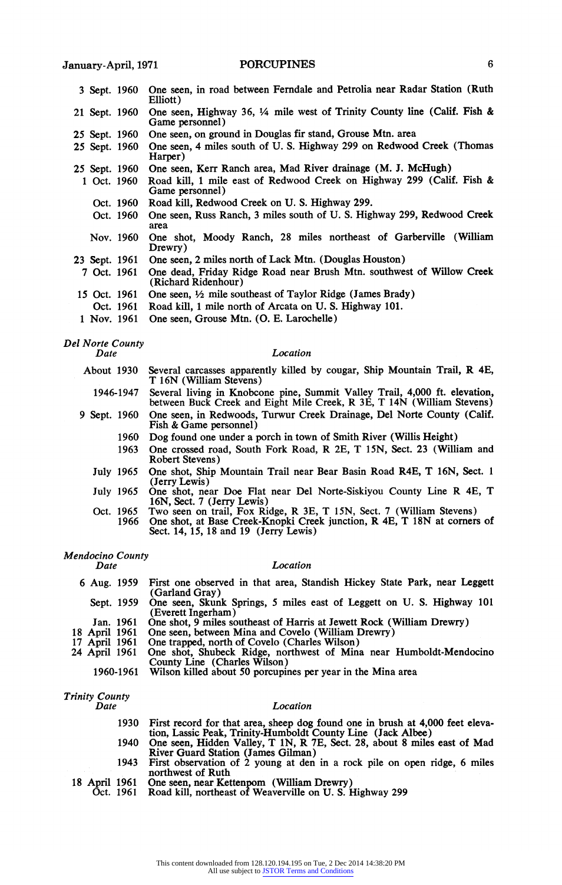| | |
|---|---|
| 3 Sept. 1960 | One seen, in road between Ferndale and Petrolia near Radar Station (Ruth Elliott) |
| 21 Sept. 1960 | One seen, Highway 36, ¼ mile west of Trinity County line (Calif. Fish & Game personnel) |
| 25 Sept. 1960 | One seen, on ground in Douglas fir stand, Grouse Mtn. area |
| 25 Sept. 1960 | One seen, 4 miles south of U. S. Highway 299 on Redwood Creek (Thomas Harper) |
| 25 Sept. 1960 | One seen, Kerr Ranch area, Mad River drainage (M. J. McHugh) |
| 1 Oct. 1960 | Road kill, 1 mile east of Redwood Creek on Highway 299 (Calif. Fish & Game personnel) |
| Oct. 1960 | Road kill, Redwood Creek on U. S. Highway 299. |
| Oct. 1960 | One seen, Russ Ranch, 3 miles south of U. S. Highway 299, Redwood Creek area |
| Nov. 1960 | One shot, Moody Ranch, 28 miles northeast of Garberville (William Drewry) |
| 23 Sept. 1961 | One seen, 2 miles north of Lack Mtn. (Douglas Houston) |
| 7 Oct. 1961 | One dead, Friday Ridge Road near Brush Mtn. southwest of Willow Creek (Richard Ridenhour) |
| 15 Oct. 1961 | One seen, ½ mile southeast of Taylor Ridge (James Brady) |
| Oct. 1961 | Road kill, 1 mile north of Arcata on U. S. Highway 101. |
| 1 Nov. 1961 | One seen, Grouse Mtn. (O. E. Larochelle) |

*Del Norte County*

| *Date* | *Location* |
|---|---|
| About 1930 | Several carcasses apparently killed by cougar, Ship Mountain Trail, R 4E, T 16N (William Stevens) |
| 1946-1947 | Several living in Knobcone pine, Summit Valley Trail, 4,000 ft. elevation, between Buck Creek and Eight Mile Creek, R 3E, T 14N (William Stevens) |
| 9 Sept. 1960 | One seen, in Redwoods, Turwur Creek Drainage, Del Norte County (Calif. Fish & Game personnel) |
| 1960 | Dog found one under a porch in town of Smith River (Willis Height) |
| 1963 | One crossed road, South Fork Road, R 2E, T 15N, Sect. 23 (William and Robert Stevens) |
| July 1965 | One shot, Ship Mountain Trail near Bear Basin Road R4E, T 16N, Sect. 1 (Jerry Lewis) |
| July 1965 | One shot, near Doe Flat near Del Norte-Siskiyou County Line R 4E, T 16N, Sect. 7 (Jerry Lewis) |
| Oct. 1965 | Two seen on trail, Fox Ridge, R 3E, T 15N, Sect. 7 (William Stevens) |
| 1966 | One shot, at Base Creek-Knopki Creek junction, R 4E, T 18N at corners of Sect. 14, 15, 18 and 19 (Jerry Lewis) |

*Mendocino County*

| *Date* | *Location* |
|---|---|
| 6 Aug. 1959 | First one observed in that area, Standish Hickey State Park, near Leggett (Garland Gray) |
| Sept. 1959 | One seen, Skunk Springs, 5 miles east of Leggett on U. S. Highway 101 (Everett Ingerham) |
| Jan. 1961 | One shot, 9 miles southeast of Harris at Jewett Rock (William Drewry) |
| 18 April 1961 | One seen, between Mina and Covelo (William Drewry) |
| 17 April 1961 | One trapped, north of Covelo (Charles Wilson) |
| 24 April 1961 | One shot, Shubeck Ridge, northwest of Mina near Humboldt-Mendocino County Line (Charles Wilson) |
| 1960-1961 | Wilson killed about 50 porcupines per year in the Mina area |

*Trinity County*

| *Date* | *Location* |
|---|---|
| 1930 | First record for that area, sheep dog found one in brush at 4,000 feet elevation, Lassic Peak, Trinity-Humboldt County Line (Jack Albee) |
| 1940 | One seen, Hidden Valley, T 1N, R 7E, Sect. 28, about 8 miles east of Mad River Guard Station (James Gilman) |
| 1943 | First observation of 2 young at den in a rock pile on open ridge, 6 miles northwest of Ruth |
| 18 April 1961 | One seen, near Kettenpom (William Drewry) |
| Oct. 1961 | Road kill, northeast of Weaverville on U. S. Highway 299 |